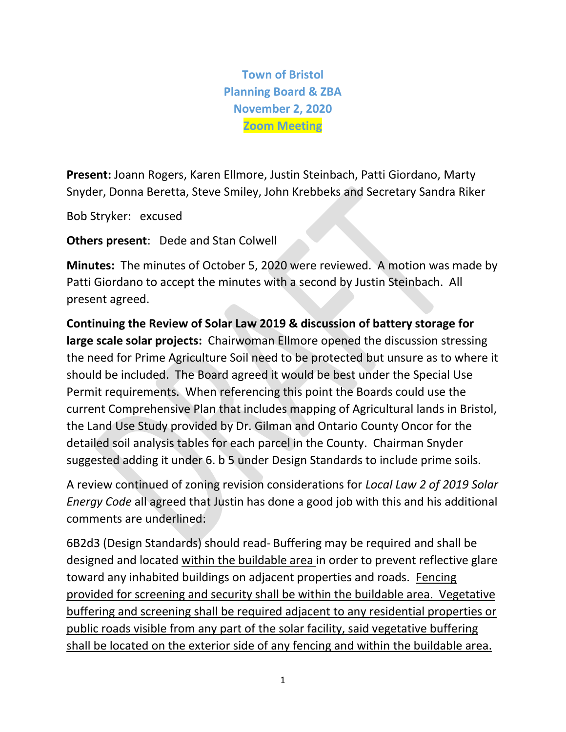# Town of Bristol
## Planning Board & ZBA
## November 2, 2020
## Zoom Meeting

**Present:** Joann Rogers, Karen Ellmore, Justin Steinbach, Patti Giordano, Marty Snyder, Donna Beretta, Steve Smiley, John Krebbeks and Secretary Sandra Riker

Bob Stryker: excused

**Others present**: Dede and Stan Colwell

**Minutes:** The minutes of October 5, 2020 were reviewed. A motion was made by Patti Giordano to accept the minutes with a second by Justin Steinbach. All present agreed.

**Continuing the Review of Solar Law 2019 & discussion of battery storage for large scale solar projects:** Chairwoman Ellmore opened the discussion stressing the need for Prime Agriculture Soil need to be protected but unsure as to where it should be included. The Board agreed it would be best under the Special Use Permit requirements. When referencing this point the Boards could use the current Comprehensive Plan that includes mapping of Agricultural lands in Bristol, the Land Use Study provided by Dr. Gilman and Ontario County Oncor for the detailed soil analysis tables for each parcel in the County. Chairman Snyder suggested adding it under 6. b 5 under Design Standards to include prime soils.

A review continued of zoning revision considerations for *Local Law 2 of 2019 Solar Energy Code* all agreed that Justin has done a good job with this and his additional comments are underlined:

6B2d3 (Design Standards) should read- Buffering may be required and shall be designed and located <u>within the buildable area</u> in order to prevent reflective glare toward any inhabited buildings on adjacent properties and roads. <u>Fencing provided for screening and security shall be within the buildable area. Vegetative buffering and screening shall be required adjacent to any residential properties or public roads visible from any part of the solar facility, said vegetative buffering shall be located on the exterior side of any fencing and within the buildable area.</u>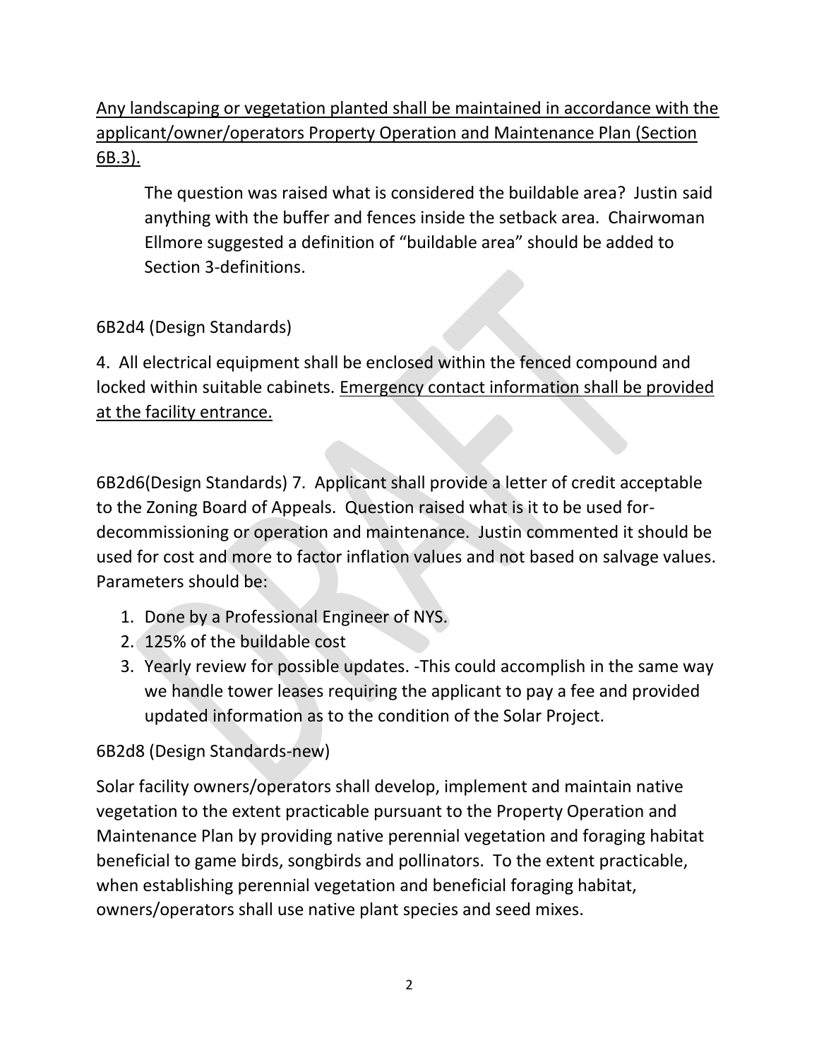<u>Any landscaping or vegetation planted shall be maintained in accordance with the applicant/owner/operators Property Operation and Maintenance Plan (Section 6B.3).</u>

> The question was raised what is considered the buildable area? Justin said anything with the buffer and fences inside the setback area. Chairwoman Ellmore suggested a definition of "buildable area" should be added to Section 3-definitions.

6B2d4 (Design Standards)

4. All electrical equipment shall be enclosed within the fenced compound and locked within suitable cabinets. <u>Emergency contact information shall be provided at the facility entrance.</u>

6B2d6(Design Standards) 7. Applicant shall provide a letter of credit acceptable to the Zoning Board of Appeals. Question raised what is it to be used for- decommissioning or operation and maintenance. Justin commented it should be used for cost and more to factor inflation values and not based on salvage values. Parameters should be:

1. Done by a Professional Engineer of NYS.
2. 125% of the buildable cost
3. Yearly review for possible updates. -This could accomplish in the same way we handle tower leases requiring the applicant to pay a fee and provided updated information as to the condition of the Solar Project.

6B2d8 (Design Standards-new)

Solar facility owners/operators shall develop, implement and maintain native vegetation to the extent practicable pursuant to the Property Operation and Maintenance Plan by providing native perennial vegetation and foraging habitat beneficial to game birds, songbirds and pollinators. To the extent practicable, when establishing perennial vegetation and beneficial foraging habitat, owners/operators shall use native plant species and seed mixes.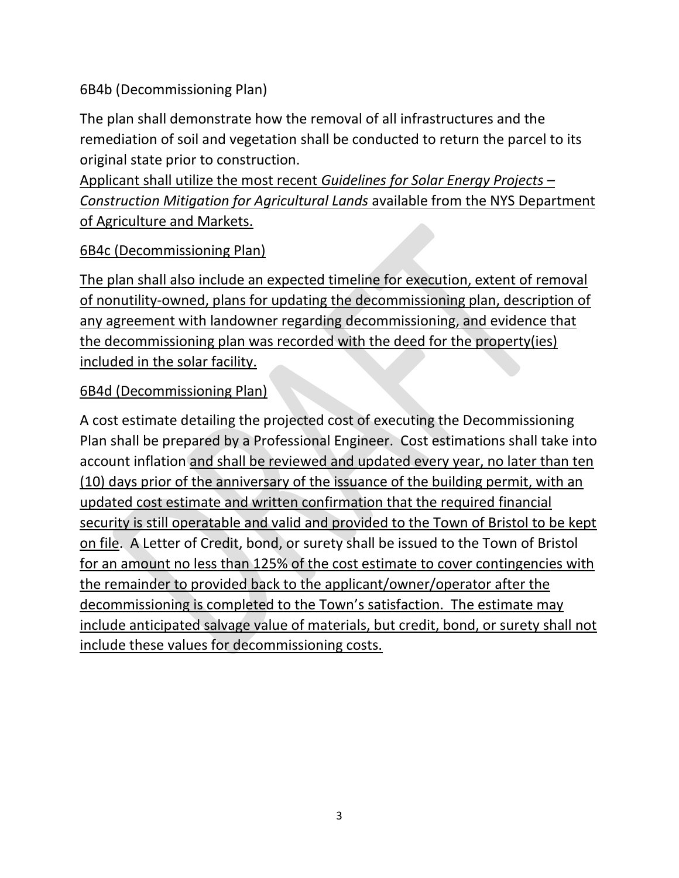6B4b (Decommissioning Plan)

The plan shall demonstrate how the removal of all infrastructures and the remediation of soil and vegetation shall be conducted to return the parcel to its original state prior to construction.
<u>Applicant shall utilize the most recent *Guidelines for Solar Energy Projects – Construction Mitigation for Agricultural Lands* available from the NYS Department of Agriculture and Markets.</u>

<u>6B4c (Decommissioning Plan)</u>

<u>The plan shall also include an expected timeline for execution, extent of removal of nonutility-owned, plans for updating the decommissioning plan, description of any agreement with landowner regarding decommissioning, and evidence that the decommissioning plan was recorded with the deed for the property(ies) included in the solar facility.</u>

<u>6B4d (Decommissioning Plan)</u>

A cost estimate detailing the projected cost of executing the Decommissioning Plan shall be prepared by a Professional Engineer. Cost estimations shall take into account inflation <u>and shall be reviewed and updated every year, no later than ten (10) days prior of the anniversary of the issuance of the building permit, with an updated cost estimate and written confirmation that the required financial security is still operatable and valid and provided to the Town of Bristol to be kept on file</u>. A Letter of Credit, bond, or surety shall be issued to the Town of Bristol <u>for an amount no less than 125% of the cost estimate to cover contingencies with the remainder to provided back to the applicant/owner/operator after the decommissioning is completed to the Town's satisfaction. The estimate may include anticipated salvage value of materials, but credit, bond, or surety shall not include these values for decommissioning costs.</u>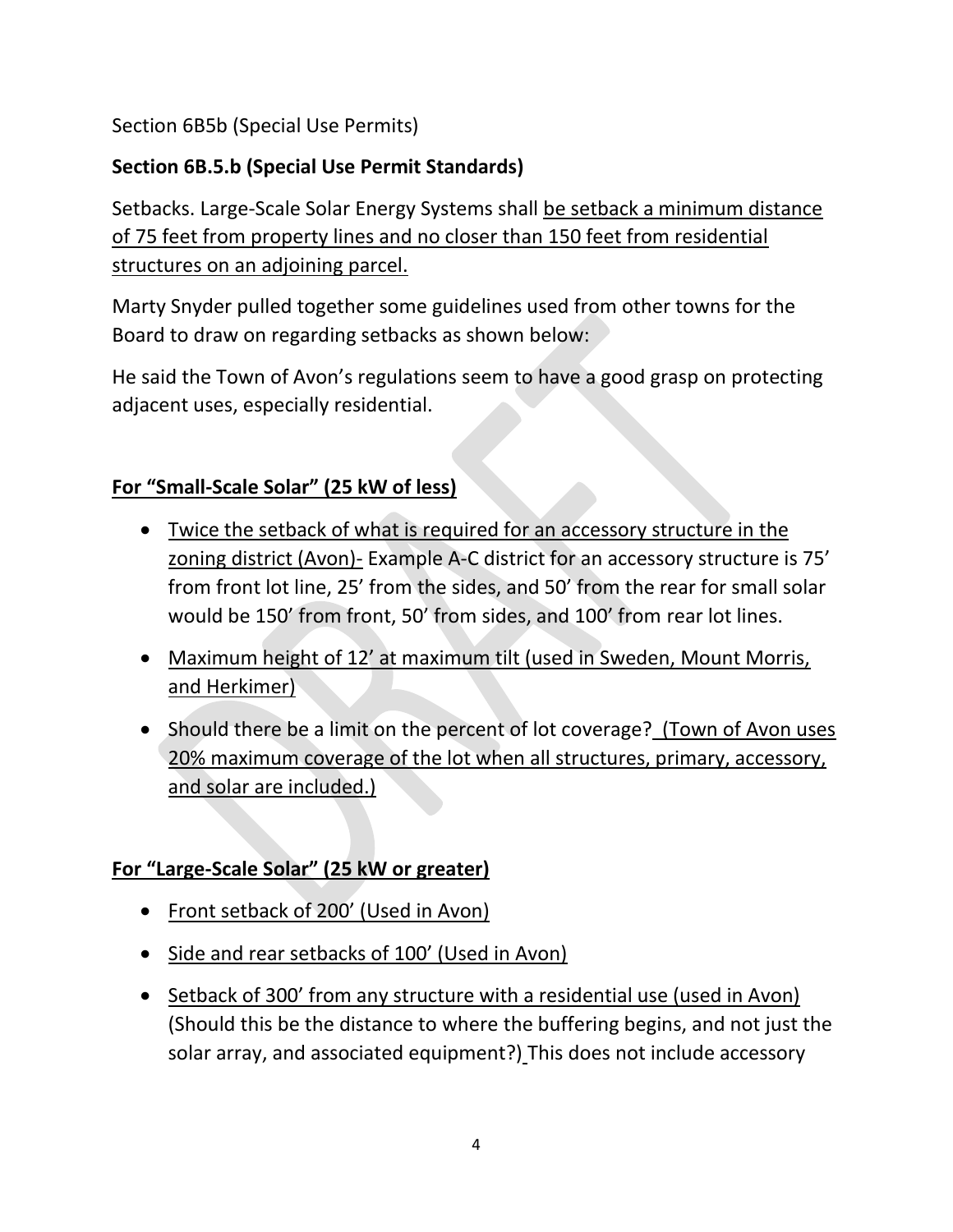Section 6B5b (Special Use Permits)

**Section 6B.5.b (Special Use Permit Standards)**

Setbacks. Large-Scale Solar Energy Systems shall <u>be setback a minimum distance of 75 feet from property lines and no closer than 150 feet from residential structures on an adjoining parcel.</u>

Marty Snyder pulled together some guidelines used from other towns for the Board to draw on regarding setbacks as shown below:

He said the Town of Avon's regulations seem to have a good grasp on protecting adjacent uses, especially residential.

**<u>For "Small-Scale Solar" (25 kW of less)</u>**

- <u>Twice the setback of what is required for an accessory structure in the zoning district (Avon)-</u> Example A-C district for an accessory structure is 75' from front lot line, 25' from the sides, and 50' from the rear for small solar would be 150' from front, 50' from sides, and 100' from rear lot lines.
- <u>Maximum height of 12' at maximum tilt (used in Sweden, Mount Morris, and Herkimer)</u>
- <u>Should there be a limit on the percent of lot coverage? (Town of Avon uses 20% maximum coverage of the lot when all structures, primary, accessory, and solar are included.)</u>

**<u>For "Large-Scale Solar" (25 kW or greater)</u>**

- <u>Front setback of 200' (Used in Avon)</u>
- <u>Side and rear setbacks of 100' (Used in Avon)</u>
- <u>Setback of 300' from any structure with a residential use (used in Avon)</u> (Should this be the distance to where the buffering begins, and not just the solar array, and associated equipment?) This does not include accessory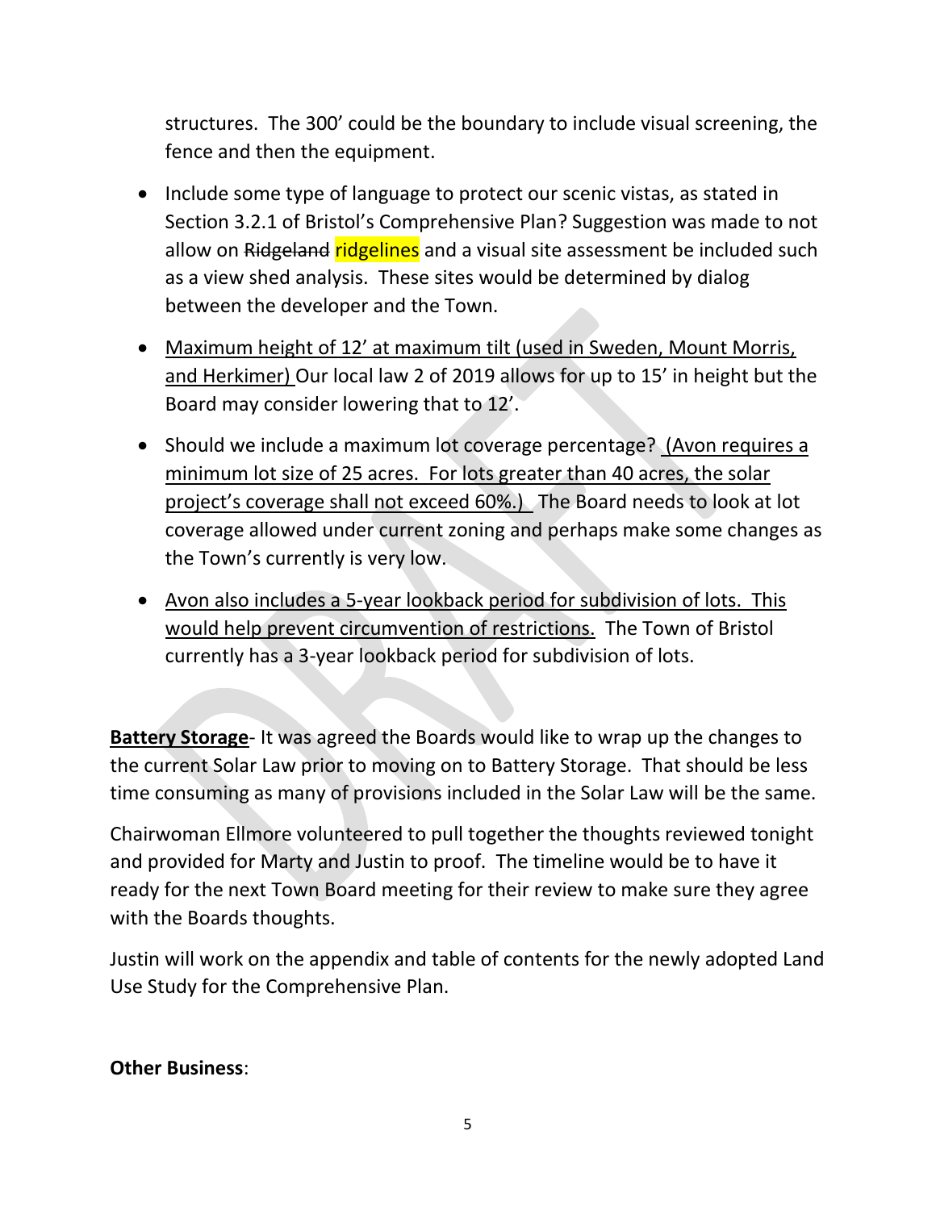structures. The 300' could be the boundary to include visual screening, the fence and then the equipment.

- Include some type of language to protect our scenic vistas, as stated in Section 3.2.1 of Bristol's Comprehensive Plan? Suggestion was made to not allow on ~~Ridgeland~~ ridgelines and a visual site assessment be included such as a view shed analysis. These sites would be determined by dialog between the developer and the Town.

- <u>Maximum height of 12' at maximum tilt (used in Sweden, Mount Morris, and Herkimer)</u> Our local law 2 of 2019 allows for up to 15' in height but the Board may consider lowering that to 12'.

- Should we include a maximum lot coverage percentage? <u>(Avon requires a minimum lot size of 25 acres. For lots greater than 40 acres, the solar project's coverage shall not exceed 60%.)</u> The Board needs to look at lot coverage allowed under current zoning and perhaps make some changes as the Town's currently is very low.

- <u>Avon also includes a 5-year lookback period for subdivision of lots. This would help prevent circumvention of restrictions.</u> The Town of Bristol currently has a 3-year lookback period for subdivision of lots.

**<u>Battery Storage</u>**- It was agreed the Boards would like to wrap up the changes to the current Solar Law prior to moving on to Battery Storage. That should be less time consuming as many of provisions included in the Solar Law will be the same.

Chairwoman Ellmore volunteered to pull together the thoughts reviewed tonight and provided for Marty and Justin to proof. The timeline would be to have it ready for the next Town Board meeting for their review to make sure they agree with the Boards thoughts.

Justin will work on the appendix and table of contents for the newly adopted Land Use Study for the Comprehensive Plan.

**Other Business**: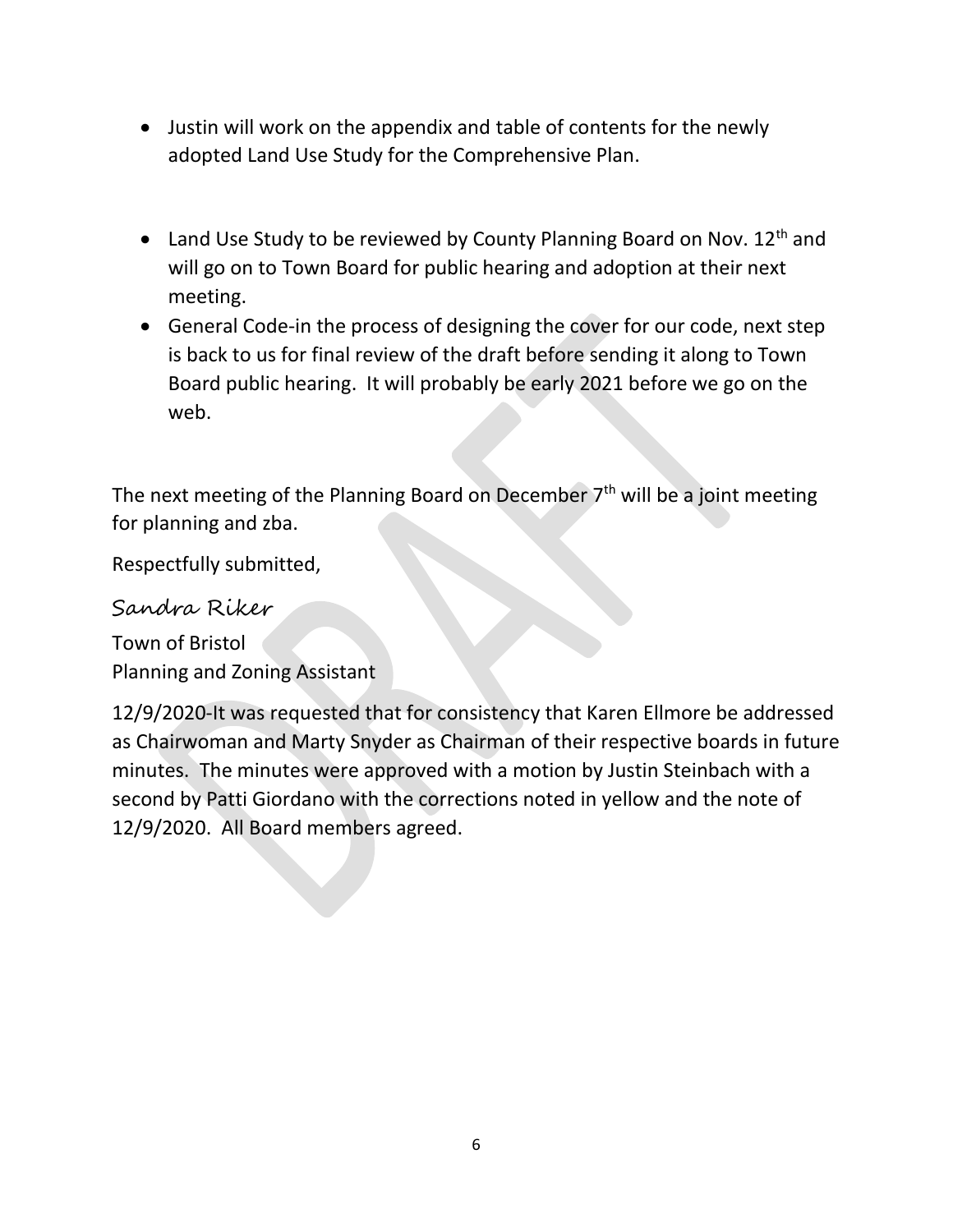- Justin will work on the appendix and table of contents for the newly adopted Land Use Study for the Comprehensive Plan.

- Land Use Study to be reviewed by County Planning Board on Nov. 12th and will go on to Town Board for public hearing and adoption at their next meeting.
- General Code-in the process of designing the cover for our code, next step is back to us for final review of the draft before sending it along to Town Board public hearing. It will probably be early 2021 before we go on the web.

The next meeting of the Planning Board on December 7th will be a joint meeting for planning and zba.

Respectfully submitted,

Sandra Riker

Town of Bristol
Planning and Zoning Assistant

12/9/2020-It was requested that for consistency that Karen Ellmore be addressed as Chairwoman and Marty Snyder as Chairman of their respective boards in future minutes. The minutes were approved with a motion by Justin Steinbach with a second by Patti Giordano with the corrections noted in yellow and the note of 12/9/2020. All Board members agreed.